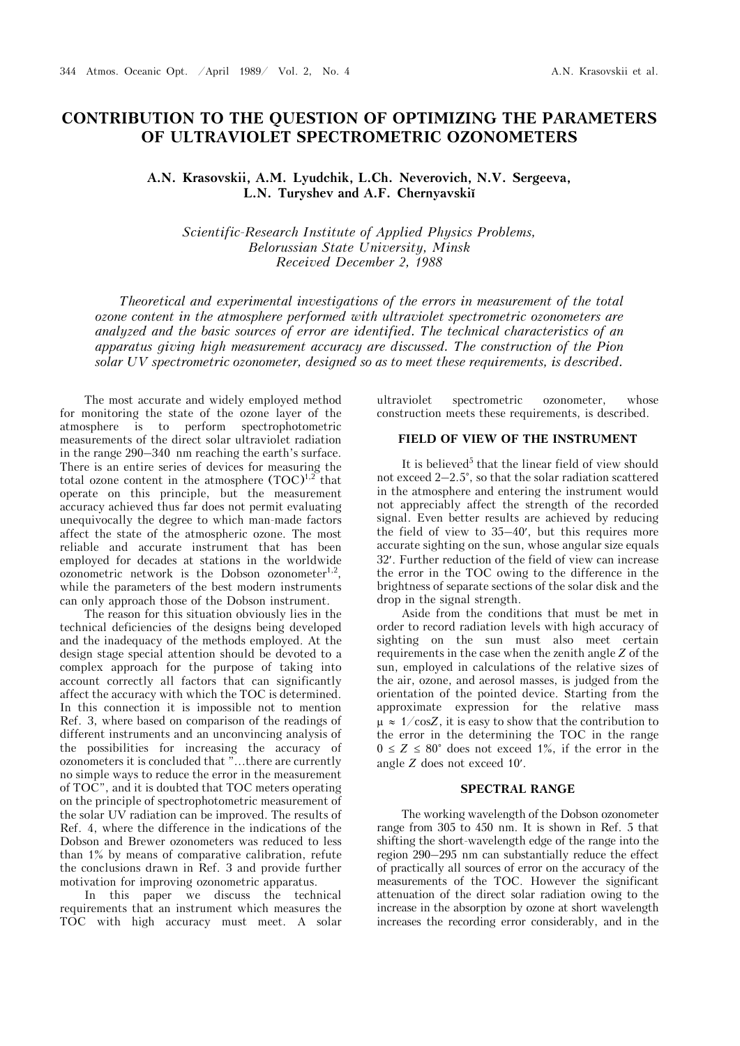# CONTRIBUTION TO THE QUESTION OF OPTIMIZING THE PARAMETERS OF ULTRAVIOLET SPECTROMETRIC OZONOMETERS

**A.N. Krasovskii, A.M. Lyudchik, L.Ch. Neverovich, N.V. Sergeeva, L.N. Turyshev and A.F. Chernyavskiĭ**

*Scientific-Research Institute of Applied Physics Problems,*
*Belorussian State University, Minsk*
*Received December 2, 1988*

*Theoretical and experimental investigations of the errors in measurement of the total ozone content in the atmosphere performed with ultraviolet spectrometric ozonometers are analyzed and the basic sources of error are identified. The technical characteristics of an apparatus giving high measurement accuracy are discussed. The construction of the Pion solar UV spectrometric ozonometer, designed so as to meet these requirements, is described.*

The most accurate and widely employed method for monitoring the state of the ozone layer of the atmosphere is to perform spectrophotometric measurements of the direct solar ultraviolet radiation in the range 290–340 nm reaching the earth's surface. There is an entire series of devices for measuring the total ozone content in the atmosphere (TOC)[1,2] that operate on this principle, but the measurement accuracy achieved thus far does not permit evaluating unequivocally the degree to which man-made factors affect the state of the atmospheric ozone. The most reliable and accurate instrument that has been employed for decades at stations in the worldwide ozonometric network is the Dobson ozonometer[1,2], while the parameters of the best modern instruments can only approach those of the Dobson instrument.

The reason for this situation obviously lies in the technical deficiencies of the designs being developed and the inadequacy of the methods employed. At the design stage special attention should be devoted to a complex approach for the purpose of taking into account correctly all factors that can significantly affect the accuracy with which the TOC is determined. In this connection it is impossible not to mention Ref. 3, where based on comparison of the readings of different instruments and an unconvincing analysis of the possibilities for increasing the accuracy of ozonometers it is concluded that "...there are currently no simple ways to reduce the error in the measurement of TOC", and it is doubted that TOC meters operating on the principle of spectrophotometric measurement of the solar UV radiation can be improved. The results of Ref. 4, where the difference in the indications of the Dobson and Brewer ozonometers was reduced to less than 1% by means of comparative calibration, refute the conclusions drawn in Ref. 3 and provide further motivation for improving ozonometric apparatus.

In this paper we discuss the technical requirements that an instrument which measures the TOC with high accuracy must meet. A solar ultraviolet spectrometric ozonometer, whose construction meets these requirements, is described.

## FIELD OF VIEW OF THE INSTRUMENT

It is believed[5] that the linear field of view should not exceed 2–2.5°, so that the solar radiation scattered in the atmosphere and entering the instrument would not appreciably affect the strength of the recorded signal. Even better results are achieved by reducing the field of view to 35–40′, but this requires more accurate sighting on the sun, whose angular size equals 32′. Further reduction of the field of view can increase the error in the TOC owing to the difference in the brightness of separate sections of the solar disk and the drop in the signal strength.

Aside from the conditions that must be met in order to record radiation levels with high accuracy of sighting on the sun must also meet certain requirements in the case when the zenith angle $Z$ of the sun, employed in calculations of the relative sizes of the air, ozone, and aerosol masses, is judged from the orientation of the pointed device. Starting from the approximate expression for the relative mass $\mu \approx 1/\cos Z$, it is easy to show that the contribution to the error in the determining the TOC in the range $0 \leq Z \leq 80°$ does not exceed 1%, if the error in the angle $Z$ does not exceed 10′.

## SPECTRAL RANGE

The working wavelength of the Dobson ozonometer range from 305 to 450 nm. It is shown in Ref. 5 that shifting the short-wavelength edge of the range into the region 290–295 nm can substantially reduce the effect of practically all sources of error on the accuracy of the measurements of the TOC. However the significant attenuation of the direct solar radiation owing to the increase in the absorption by ozone at short wavelength increases the recording error considerably, and in the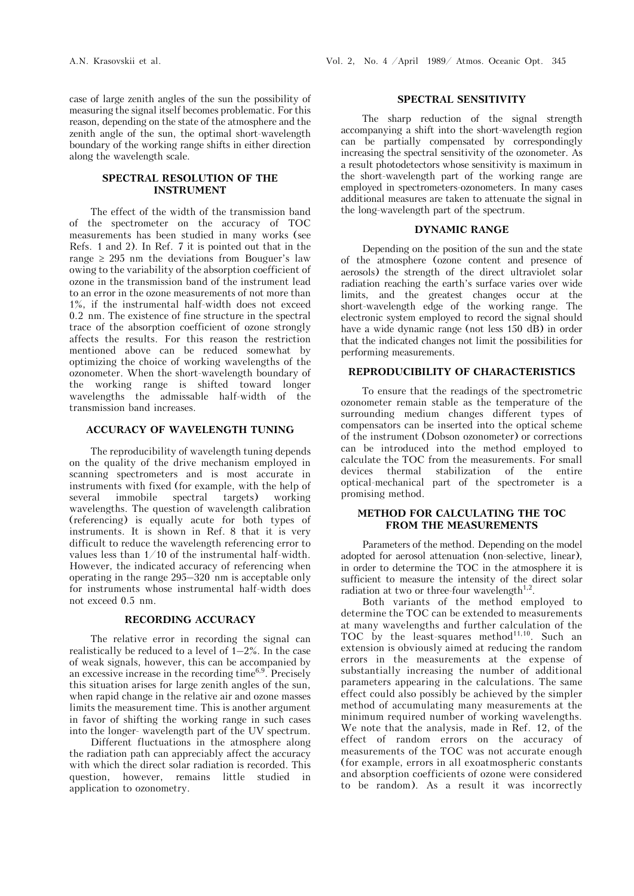case of large zenith angles of the sun the possibility of measuring the signal itself becomes problematic. For this reason, depending on the state of the atmosphere and the zenith angle of the sun, the optimal short-wavelength boundary of the working range shifts in either direction along the wavelength scale.

## SPECTRAL RESOLUTION OF THE INSTRUMENT

The effect of the width of the transmission band of the spectrometer on the accuracy of TOC measurements has been studied in many works (see Refs. 1 and 2). In Ref. 7 it is pointed out that in the range ≥ 295 nm the deviations from Bouguer's law owing to the variability of the absorption coefficient of ozone in the transmission band of the instrument lead to an error in the ozone measurements of not more than 1%, if the instrumental half-width does not exceed 0.2 nm. The existence of fine structure in the spectral trace of the absorption coefficient of ozone strongly affects the results. For this reason the restriction mentioned above can be reduced somewhat by optimizing the choice of working wavelengths of the ozonometer. When the short-wavelength boundary of the working range is shifted toward longer wavelengths the admissable half-width of the transmission band increases.

## ACCURACY OF WAVELENGTH TUNING

The reproducibility of wavelength tuning depends on the quality of the drive mechanism employed in scanning spectrometers and is most accurate in instruments with fixed (for example, with the help of several immobile spectral targets) working wavelengths. The question of wavelength calibration (referencing) is equally acute for both types of instruments. It is shown in Ref. 8 that it is very difficult to reduce the wavelength referencing error to values less than 1/10 of the instrumental half-width. However, the indicated accuracy of referencing when operating in the range 295–320 nm is acceptable only for instruments whose instrumental half-width does not exceed 0.5 nm.

## RECORDING ACCURACY

The relative error in recording the signal can realistically be reduced to a level of 1–2%. In the case of weak signals, however, this can be accompanied by an excessive increase in the recording time[6,9]. Precisely this situation arises for large zenith angles of the sun, when rapid change in the relative air and ozone masses limits the measurement time. This is another argument in favor of shifting the working range in such cases into the longer- wavelength part of the UV spectrum.

Different fluctuations in the atmosphere along the radiation path can appreciably affect the accuracy with which the direct solar radiation is recorded. This question, however, remains little studied in application to ozonometry.

## SPECTRAL SENSITIVITY

The sharp reduction of the signal strength accompanying a shift into the short-wavelength region can be partially compensated by correspondingly increasing the spectral sensitivity of the ozonometer. As a result photodetectors whose sensitivity is maximum in the short-wavelength part of the working range are employed in spectrometers-ozonometers. In many cases additional measures are taken to attenuate the signal in the long-wavelength part of the spectrum.

## DYNAMIC RANGE

Depending on the position of the sun and the state of the atmosphere (ozone content and presence of aerosols) the strength of the direct ultraviolet solar radiation reaching the earth's surface varies over wide limits, and the greatest changes occur at the short-wavelength edge of the working range. The electronic system employed to record the signal should have a wide dynamic range (not less 150 dB) in order that the indicated changes not limit the possibilities for performing measurements.

## REPRODUCIBILITY OF CHARACTERISTICS

To ensure that the readings of the spectrometric ozonometer remain stable as the temperature of the surrounding medium changes different types of compensators can be inserted into the optical scheme of the instrument (Dobson ozonometer) or corrections can be introduced into the method employed to calculate the TOC from the measurements. For small devices thermal stabilization of the entire optical-mechanical part of the spectrometer is a promising method.

## METHOD FOR CALCULATING THE TOC FROM THE MEASUREMENTS

Parameters of the method. Depending on the model adopted for aerosol attenuation (non-selective, linear), in order to determine the TOC in the atmosphere it is sufficient to measure the intensity of the direct solar radiation at two or three-four wavelength[1,2].

Both variants of the method employed to determine the TOC can be extended to measurements at many wavelengths and further calculation of the TOC by the least-squares method[11,10]. Such an extension is obviously aimed at reducing the random errors in the measurements at the expense of substantially increasing the number of additional parameters appearing in the calculations. The same effect could also possibly be achieved by the simpler method of accumulating many measurements at the minimum required number of working wavelengths. We note that the analysis, made in Ref. 12, of the effect of random errors on the accuracy of measurements of the TOC was not accurate enough (for example, errors in all exoatmospheric constants and absorption coefficients of ozone were considered to be random). As a result it was incorrectly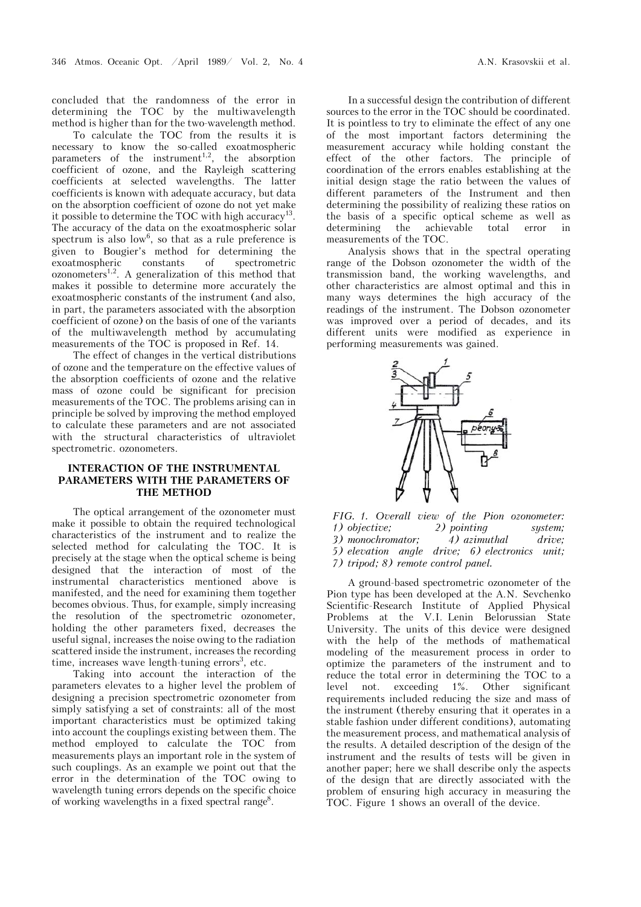concluded that the randomness of the error in determining the TOC by the multiwavelength method is higher than for the two-wavelength method.

To calculate the TOC from the results it is necessary to know the so-called exoatmospheric parameters of the instrument[1,2], the absorption coefficient of ozone, and the Rayleigh scattering coefficients at selected wavelengths. The latter coefficients is known with adequate accuracy, but data on the absorption coefficient of ozone do not yet make it possible to determine the TOC with high accuracy[13]. The accuracy of the data on the exoatmospheric solar spectrum is also low[6], so that as a rule preference is given to Bougier's method for determining the exoatmospheric constants of spectrometric ozonometers[1,2]. A generalization of this method that makes it possible to determine more accurately the exoatmospheric constants of the instrument (and also, in part, the parameters associated with the absorption coefficient of ozone) on the basis of one of the variants of the multiwavelength method by accumulating measurements of the TOC is proposed in Ref. 14.

The effect of changes in the vertical distributions of ozone and the temperature on the effective values of the absorption coefficients of ozone and the relative mass of ozone could be significant for precision measurements of the TOC. The problems arising can in principle be solved by improving the method employed to calculate these parameters and are not associated with the structural characteristics of ultraviolet spectrometric. ozonometers.

## INTERACTION OF THE INSTRUMENTAL PARAMETERS WITH THE PARAMETERS OF THE METHOD

The optical arrangement of the ozonometer must make it possible to obtain the required technological characteristics of the instrument and to realize the selected method for calculating the TOC. It is precisely at the stage when the optical scheme is being designed that the interaction of most of the instrumental characteristics mentioned above is manifested, and the need for examining them together becomes obvious. Thus, for example, simply increasing the resolution of the spectrometric ozonometer, holding the other parameters fixed, decreases the useful signal, increases the noise owing to the radiation scattered inside the instrument, increases the recording time, increases wave length-tuning errors[3], etc.

Taking into account the interaction of the parameters elevates to a higher level the problem of designing a precision spectrometric ozonometer from simply satisfying a set of constraints: all of the most important characteristics must be optimized taking into account the couplings existing between them. The method employed to calculate the TOC from measurements plays an important role in the system of such couplings. As an example we point out that the error in the determination of the TOC owing to wavelength tuning errors depends on the specific choice of working wavelengths in a fixed spectral range[8].

In a successful design the contribution of different sources to the error in the TOC should be coordinated. It is pointless to try to eliminate the effect of any one of the most important factors determining the measurement accuracy while holding constant the effect of the other factors. The principle of coordination of the errors enables establishing at the initial design stage the ratio between the values of different parameters of the Instrument and then determining the possibility of realizing these ratios on the basis of a specific optical scheme as well as determining the achievable total error in measurements of the TOC.

Analysis shows that in the spectral operating range of the Dobson ozonometer the width of the transmission band, the working wavelengths, and other characteristics are almost optimal and this in many ways determines the high accuracy of the readings of the instrument. The Dobson ozonometer was improved over a period of decades, and its different units were modified as experience in performing measurements was gained.

*FIG. 1. Overall view of the Pion ozonometer: 1) objective; 2) pointing system; 3) monochromator; 4) azimuthal drive; 5) elevation angle drive; 6) electronics unit; 7) tripod; 8) remote control panel.*

A ground-based spectrometric ozonometer of the Pion type has been developed at the A.N. Sevchenko Scientific-Research Institute of Applied Physical Problems at the V.I. Lenin Belorussian State University. The units of this device were designed with the help of the methods of mathematical modeling of the measurement process in order to optimize the parameters of the instrument and to reduce the total error in determining the TOC to a level not. exceeding 1%. Other significant requirements included reducing the size and mass of the instrument (thereby ensuring that it operates in a stable fashion under different conditions), automating the measurement process, and mathematical analysis of the results. A detailed description of the design of the instrument and the results of tests will be given in another paper; here we shall describe only the aspects of the design that are directly associated with the problem of ensuring high accuracy in measuring the TOC. Figure 1 shows an overall of the device.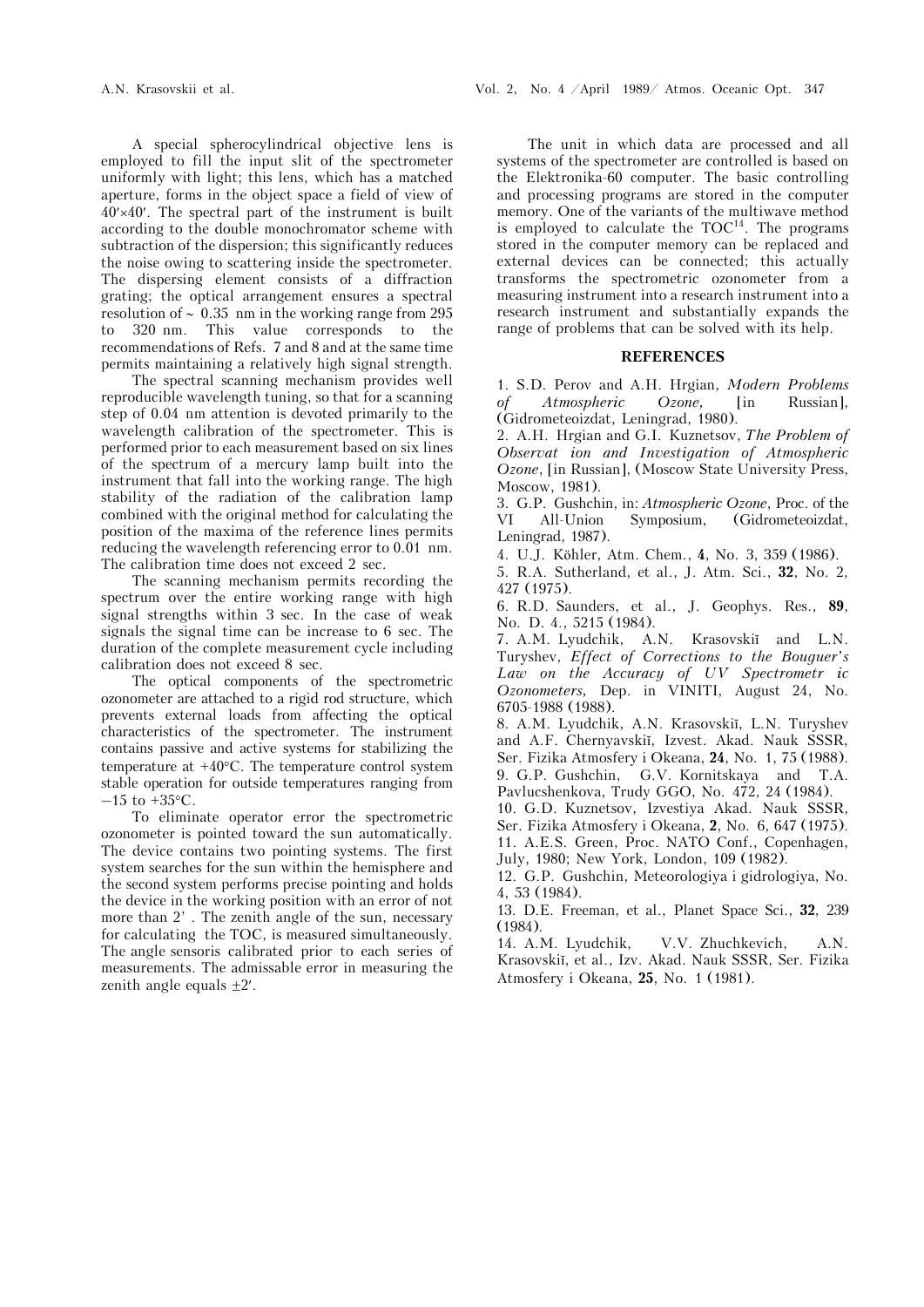A special spherocylindrical objective lens is employed to fill the input slit of the spectrometer uniformly with light; this lens, which has a matched aperture, forms in the object space a field of view of 40′×40′. The spectral part of the instrument is built according to the double monochromator scheme with subtraction of the dispersion; this significantly reduces the noise owing to scattering inside the spectrometer. The dispersing element consists of a diffraction grating; the optical arrangement ensures a spectral resolution of ~ 0.35 nm in the working range from 295 to 320 nm. This value corresponds to the recommendations of Refs. 7 and 8 and at the same time permits maintaining a relatively high signal strength.

The spectral scanning mechanism provides well reproducible wavelength tuning, so that for a scanning step of 0.04 nm attention is devoted primarily to the wavelength calibration of the spectrometer. This is performed prior to each measurement based on six lines of the spectrum of a mercury lamp built into the instrument that fall into the working range. The high stability of the radiation of the calibration lamp combined with the original method for calculating the position of the maxima of the reference lines permits reducing the wavelength referencing error to 0.01 nm. The calibration time does not exceed 2 sec.

The scanning mechanism permits recording the spectrum over the entire working range with high signal strengths within 3 sec. In the case of weak signals the signal time can be increase to 6 sec. The duration of the complete measurement cycle including calibration does not exceed 8 sec.

The optical components of the spectrometric ozonometer are attached to a rigid rod structure, which prevents external loads from affecting the optical characteristics of the spectrometer. The instrument contains passive and active systems for stabilizing the temperature at +40°C. The temperature control system stable operation for outside temperatures ranging from −15 to +35°C.

To eliminate operator error the spectrometric ozonometer is pointed toward the sun automatically. The device contains two pointing systems. The first system searches for the sun within the hemisphere and the second system performs precise pointing and holds the device in the working position with an error of not more than 2'. The zenith angle of the sun, necessary for calculating the TOC, is measured simultaneously. The angle sensoris calibrated prior to each series of measurements. The admissable error in measuring the zenith angle equals ±2′.

The unit in which data are processed and all systems of the spectrometer are controlled is based on the Elektronika-60 computer. The basic controlling and processing programs are stored in the computer memory. One of the variants of the multiwave method is employed to calculate the TOC[14]. The programs stored in the computer memory can be replaced and external devices can be connected; this actually transforms the spectrometric ozonometer from a measuring instrument into a research instrument into a research instrument and substantially expands the range of problems that can be solved with its help.

## REFERENCES

1. S.D. Perov and A.H. Hrgian, *Modern Problems of Atmospheric Ozone,* [in Russian], (Gidrometeoizdat, Leningrad, 1980).
2. A.H. Hrgian and G.I. Kuznetsov, *The Problem of Observat ion and Investigation of Atmospheric Ozone*, [in Russian], (Moscow State University Press, Moscow, 1981).
3. G.P. Gushchin, in: *Atmospheric Ozone*, Proc. of the VI All-Union Symposium, (Gidrometeoizdat, Leningrad, 1987).
4. U.J. Köhler, Atm. Chem., **4**, No. 3, 359 (1986).
5. R.A. Sutherland, et al., J. Atm. Sci., **32**, No. 2, 427 (1975).
6. R.D. Saunders, et al., J. Geophys. Res., **89**, No. D. 4., 5215 (1984).
7. A.M. Lyudchik, A.N. Krasovskiĭ and L.N. Turyshev, *Effect of Corrections to the Bouguer's Law on the Accuracy of UV Spectrometr ic Ozonometers*, Dep. in VINITI, August 24, No. 6705-1988 (1988).
8. A.M. Lyudchik, A.N. Krasovskiĭ, L.N. Turyshev and A.F. Chernyavskiĭ, Izvest. Akad. Nauk SSSR, Ser. Fizika Atmosfery i Okeana, **24**, No. 1, 75 (1988).
9. G.P. Gushchin, G.V. Kornitskaya and T.A. Pavlucshenkova, Trudy GGO, No. 472, 24 (1984).
10. G.D. Kuznetsov, Izvestiya Akad. Nauk SSSR, Ser. Fizika Atmosfery i Okeana, **2**, No. 6, 647 (1975).
11. A.E.S. Green, Proc. NATO Conf., Copenhagen, July, 1980; New York, London, 109 (1982).
12. G.P. Gushchin, Meteorologiya i gidrologiya, No. 4, 53 (1984).
13. D.E. Freeman, et al., Planet Space Sci., **32**, 239 (1984).
14. A.M. Lyudchik, V.V. Zhuchkevich, A.N. Krasovskiĭ, et al., Izv. Akad. Nauk SSSR, Ser. Fizika Atmosfery i Okeana, **25**, No. 1 (1981).